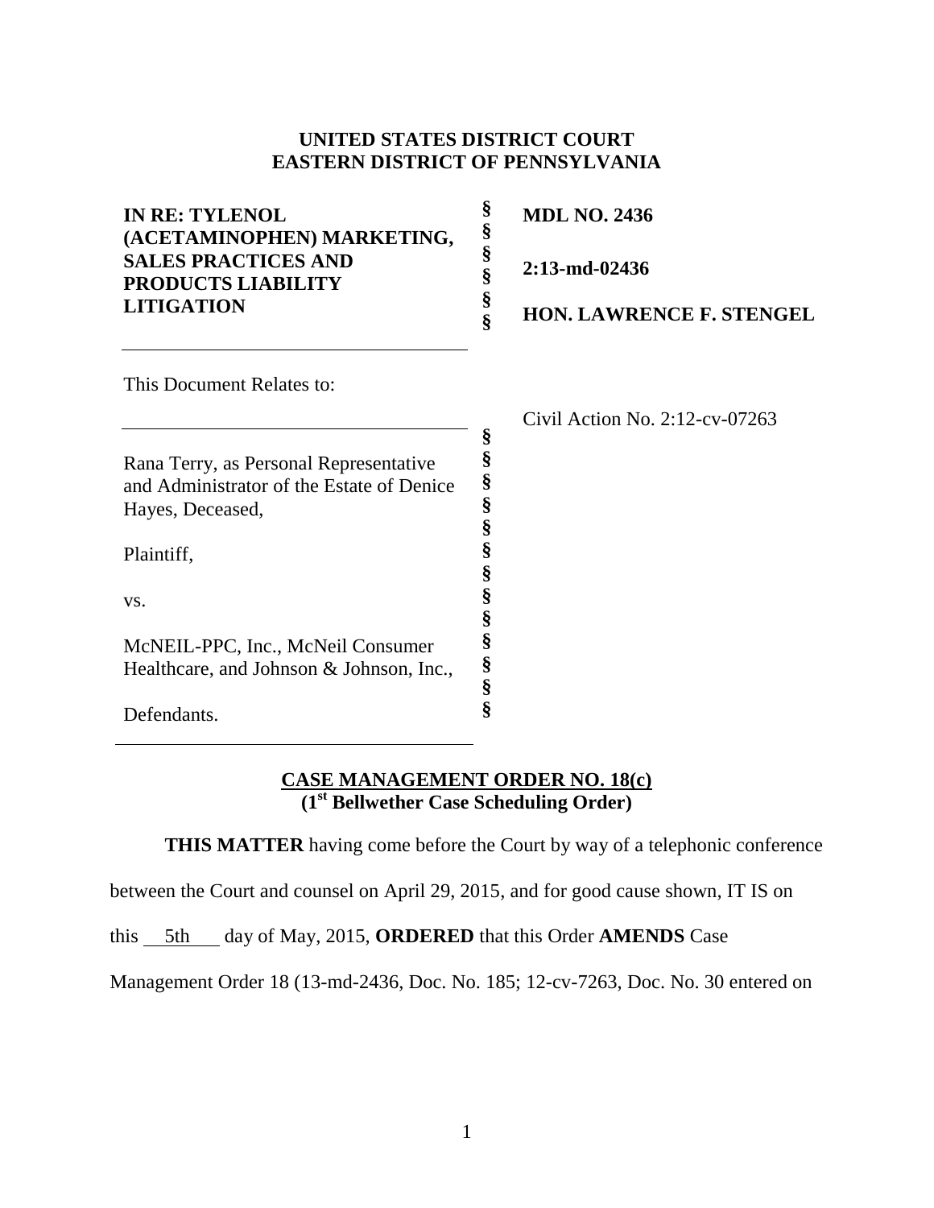**UNITED STATES DISTRICT COURT**
**EASTERN DISTRICT OF PENNSYLVANIA**

| | | |
|---|---|---|
| **IN RE: TYLENOL (ACETAMINOPHEN) MARKETING, SALES PRACTICES AND PRODUCTS LIABILITY LITIGATION** | § § § § § § | **MDL NO. 2436** <br> **2:13-md-02436** <br> **HON. LAWRENCE F. STENGEL** |

This Document Relates to:

| | | |
|---|---|---|
| Rana Terry, as Personal Representative and Administrator of the Estate of Denice Hayes, Deceased, <br><br> Plaintiff, <br><br> vs. <br><br> McNEIL-PPC, Inc., McNeil Consumer Healthcare, and Johnson & Johnson, Inc., <br><br> Defendants. | § § § § § § § § § § § § § | Civil Action No. 2:12-cv-07263 |

**CASE MANAGEMENT ORDER NO. 18(c)**
**(1st Bellwether Case Scheduling Order)**

**THIS MATTER** having come before the Court by way of a telephonic conference between the Court and counsel on April 29, 2015, and for good cause shown, IT IS on this 5th day of May, 2015, **ORDERED** that this Order **AMENDS** Case Management Order 18 (13-md-2436, Doc. No. 185; 12-cv-7263, Doc. No. 30 entered on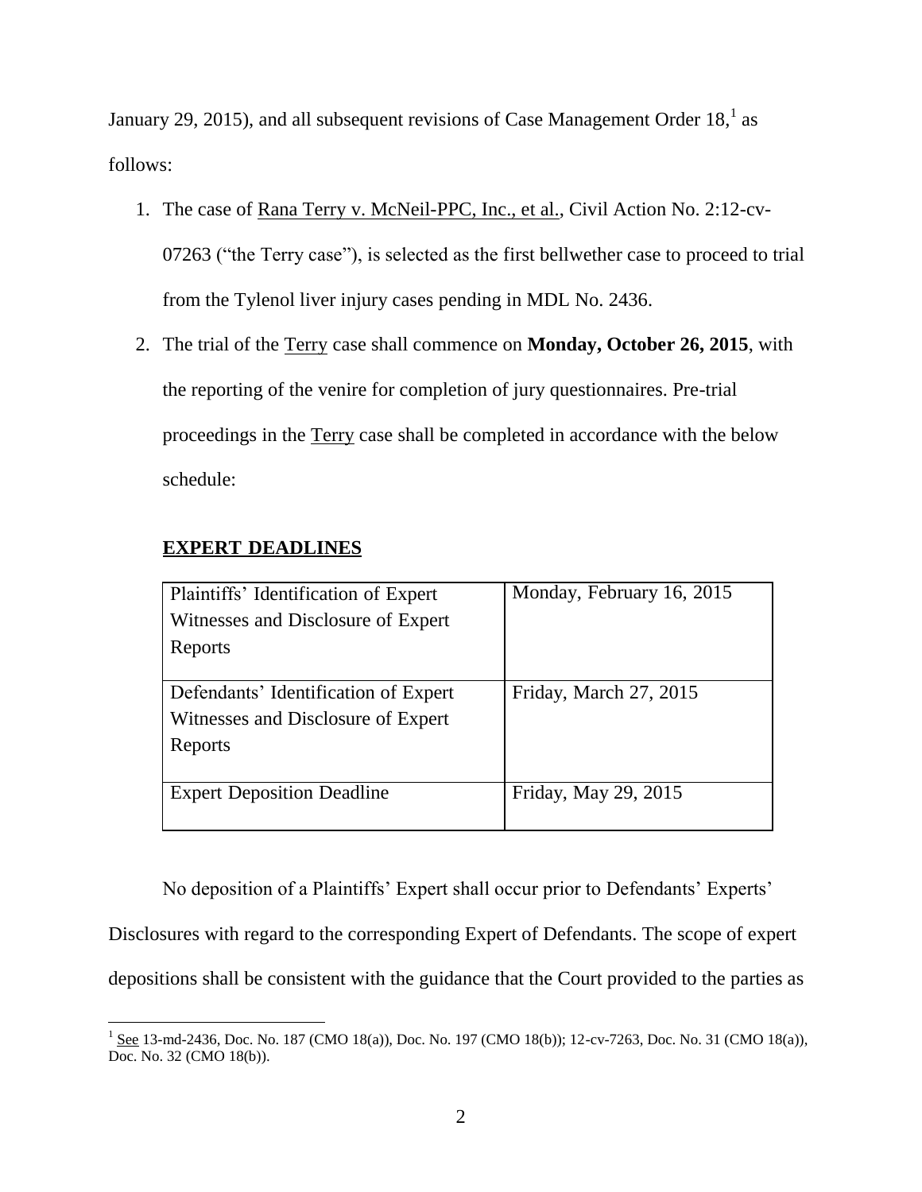January 29, 2015), and all subsequent revisions of Case Management Order 18,[1] as follows:

1. The case of Rana Terry v. McNeil-PPC, Inc., et al., Civil Action No. 2:12-cv-07263 ("the Terry case"), is selected as the first bellwether case to proceed to trial from the Tylenol liver injury cases pending in MDL No. 2436.
2. The trial of the Terry case shall commence on **Monday, October 26, 2015**, with the reporting of the venire for completion of jury questionnaires. Pre-trial proceedings in the Terry case shall be completed in accordance with the below schedule:

**EXPERT DEADLINES**

| | |
|---|---|
| Plaintiffs' Identification of Expert Witnesses and Disclosure of Expert Reports | Monday, February 16, 2015 |
| Defendants' Identification of Expert Witnesses and Disclosure of Expert Reports | Friday, March 27, 2015 |
| Expert Deposition Deadline | Friday, May 29, 2015 |

No deposition of a Plaintiffs' Expert shall occur prior to Defendants' Experts' Disclosures with regard to the corresponding Expert of Defendants. The scope of expert depositions shall be consistent with the guidance that the Court provided to the parties as

[1] See 13-md-2436, Doc. No. 187 (CMO 18(a)), Doc. No. 197 (CMO 18(b)); 12-cv-7263, Doc. No. 31 (CMO 18(a)), Doc. No. 32 (CMO 18(b)).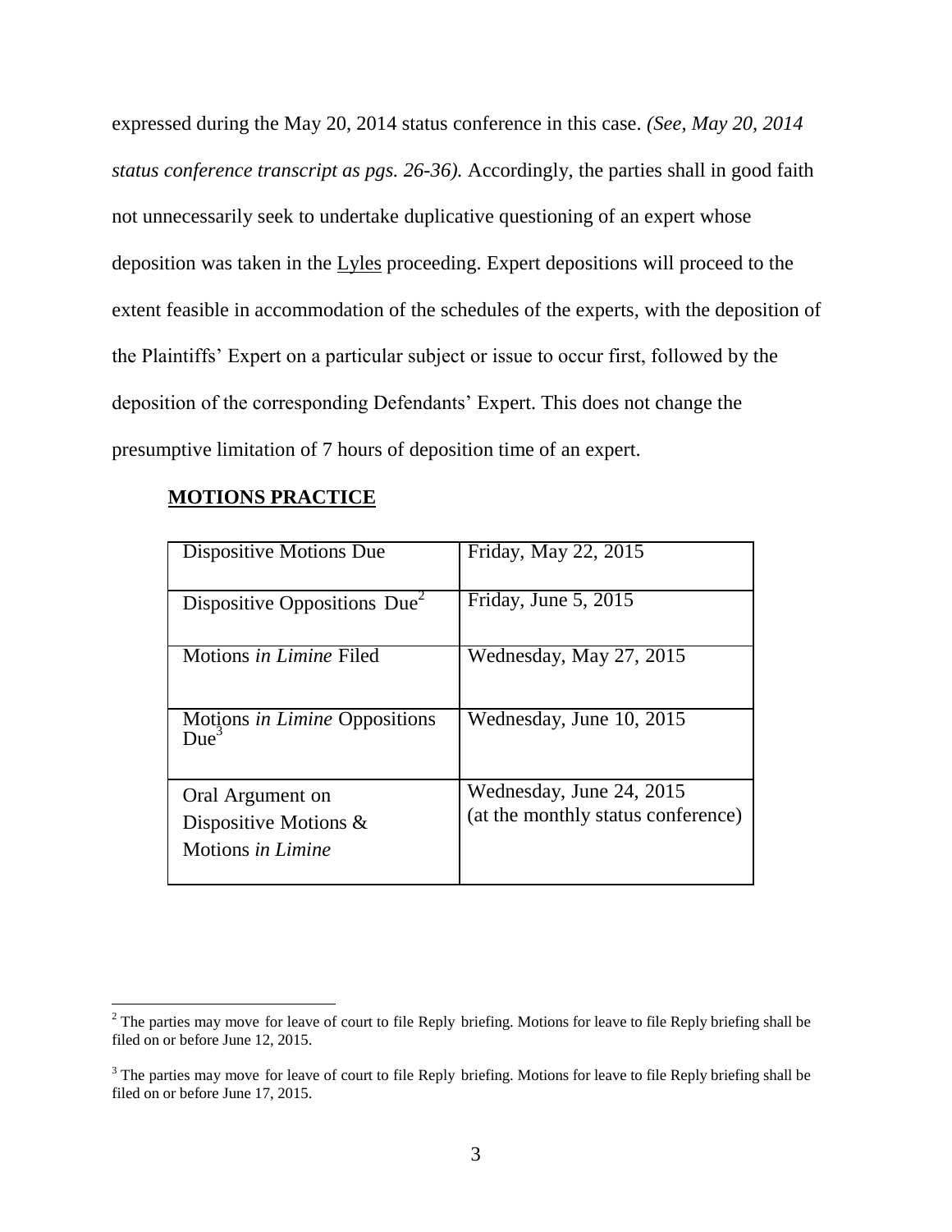expressed during the May 20, 2014 status conference in this case. *(See, May 20, 2014 status conference transcript as pgs. 26-36).* Accordingly, the parties shall in good faith not unnecessarily seek to undertake duplicative questioning of an expert whose deposition was taken in the Lyles proceeding. Expert depositions will proceed to the extent feasible in accommodation of the schedules of the experts, with the deposition of the Plaintiffs' Expert on a particular subject or issue to occur first, followed by the deposition of the corresponding Defendants' Expert. This does not change the presumptive limitation of 7 hours of deposition time of an expert.

**MOTIONS PRACTICE**

| | |
|---|---|
| Dispositive Motions Due | Friday, May 22, 2015 |
| Dispositive Oppositions Due[2] | Friday, June 5, 2015 |
| Motions *in Limine* Filed | Wednesday, May 27, 2015 |
| Motions *in Limine* Oppositions Due[3] | Wednesday, June 10, 2015 |
| Oral Argument on Dispositive Motions & Motions *in Limine* | Wednesday, June 24, 2015 (at the monthly status conference) |

[2] The parties may move for leave of court to file Reply briefing. Motions for leave to file Reply briefing shall be filed on or before June 12, 2015.

[3] The parties may move for leave of court to file Reply briefing. Motions for leave to file Reply briefing shall be filed on or before June 17, 2015.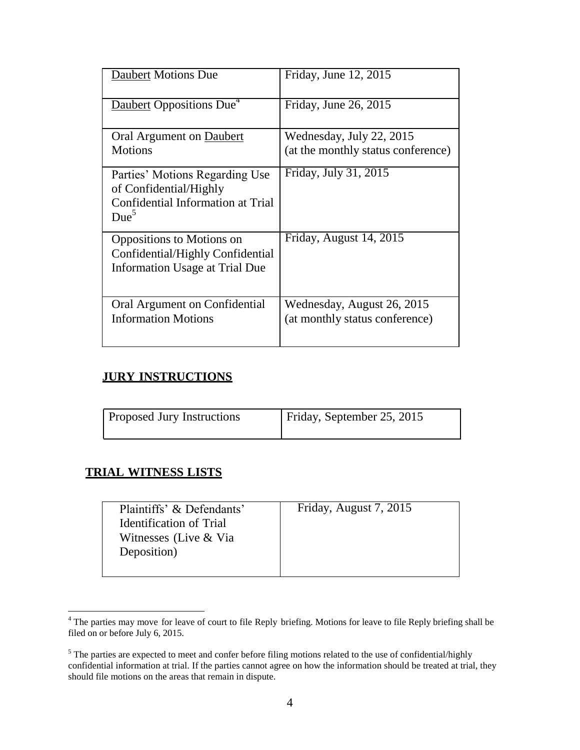| Daubert Motions Due | Friday, June 12, 2015 |
| --- | --- |
| Daubert Oppositions Due[4] | Friday, June 26, 2015 |
| Oral Argument on Daubert Motions | Wednesday, July 22, 2015 (at the monthly status conference) |
| Parties' Motions Regarding Use of Confidential/Highly Confidential Information at Trial Due[5] | Friday, July 31, 2015 |
| Oppositions to Motions on Confidential/Highly Confidential Information Usage at Trial Due | Friday, August 14, 2015 |
| Oral Argument on Confidential Information Motions | Wednesday, August 26, 2015 (at monthly status conference) |

## JURY INSTRUCTIONS

| Proposed Jury Instructions | Friday, September 25, 2015 |
| --- | --- |

## TRIAL WITNESS LISTS

| Plaintiffs' & Defendants' Identification of Trial Witnesses (Live & Via Deposition) | Friday, August 7, 2015 |
| --- | --- |

[4] The parties may move for leave of court to file Reply briefing. Motions for leave to file Reply briefing shall be filed on or before July 6, 2015.

[5] The parties are expected to meet and confer before filing motions related to the use of confidential/highly confidential information at trial. If the parties cannot agree on how the information should be treated at trial, they should file motions on the areas that remain in dispute.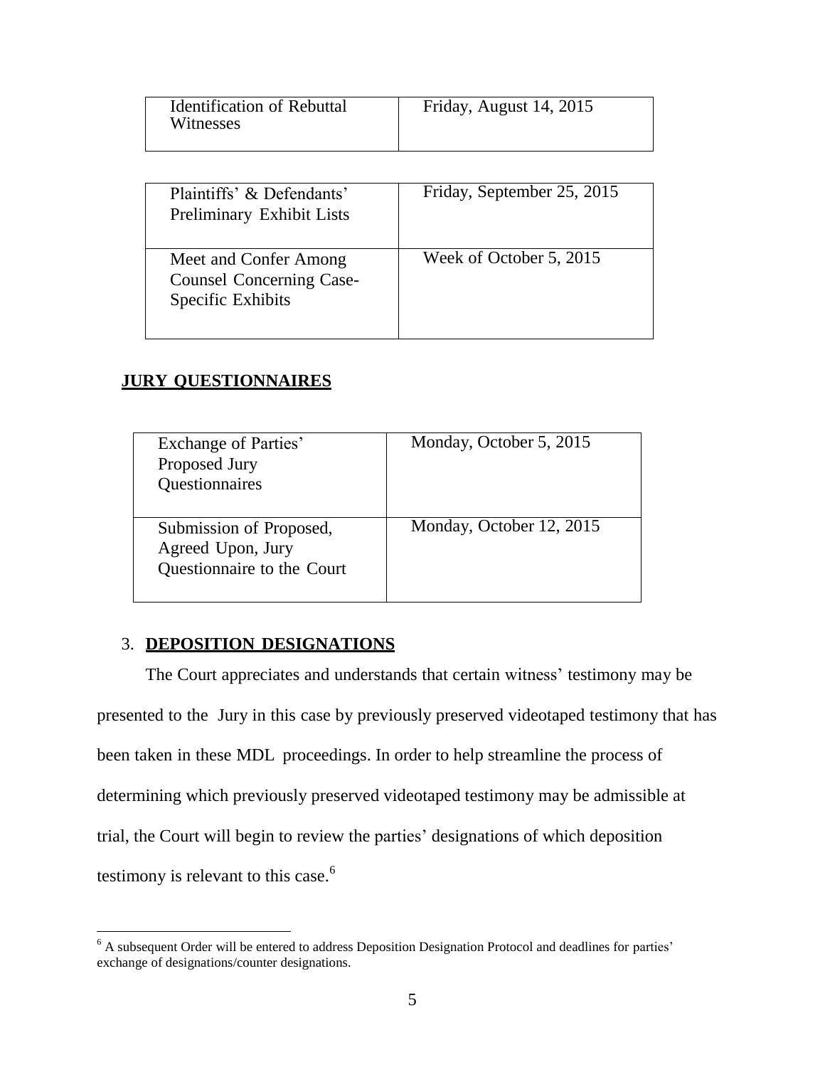| Identification of Rebuttal Witnesses | Friday, August 14, 2015 |
| --- | --- |

| Plaintiffs' & Defendants' Preliminary Exhibit Lists | Friday, September 25, 2015 |
| --- | --- |
| Meet and Confer Among Counsel Concerning Case-Specific Exhibits | Week of October 5, 2015 |

**JURY QUESTIONNAIRES**

| Exchange of Parties' Proposed Jury Questionnaires | Monday, October 5, 2015 |
| --- | --- |
| Submission of Proposed, Agreed Upon, Jury Questionnaire to the Court | Monday, October 12, 2015 |

3. **DEPOSITION DESIGNATIONS**

The Court appreciates and understands that certain witness' testimony may be presented to the Jury in this case by previously preserved videotaped testimony that has been taken in these MDL proceedings. In order to help streamline the process of determining which previously preserved videotaped testimony may be admissible at trial, the Court will begin to review the parties' designations of which deposition testimony is relevant to this case.[6]

[6] A subsequent Order will be entered to address Deposition Designation Protocol and deadlines for parties' exchange of designations/counter designations.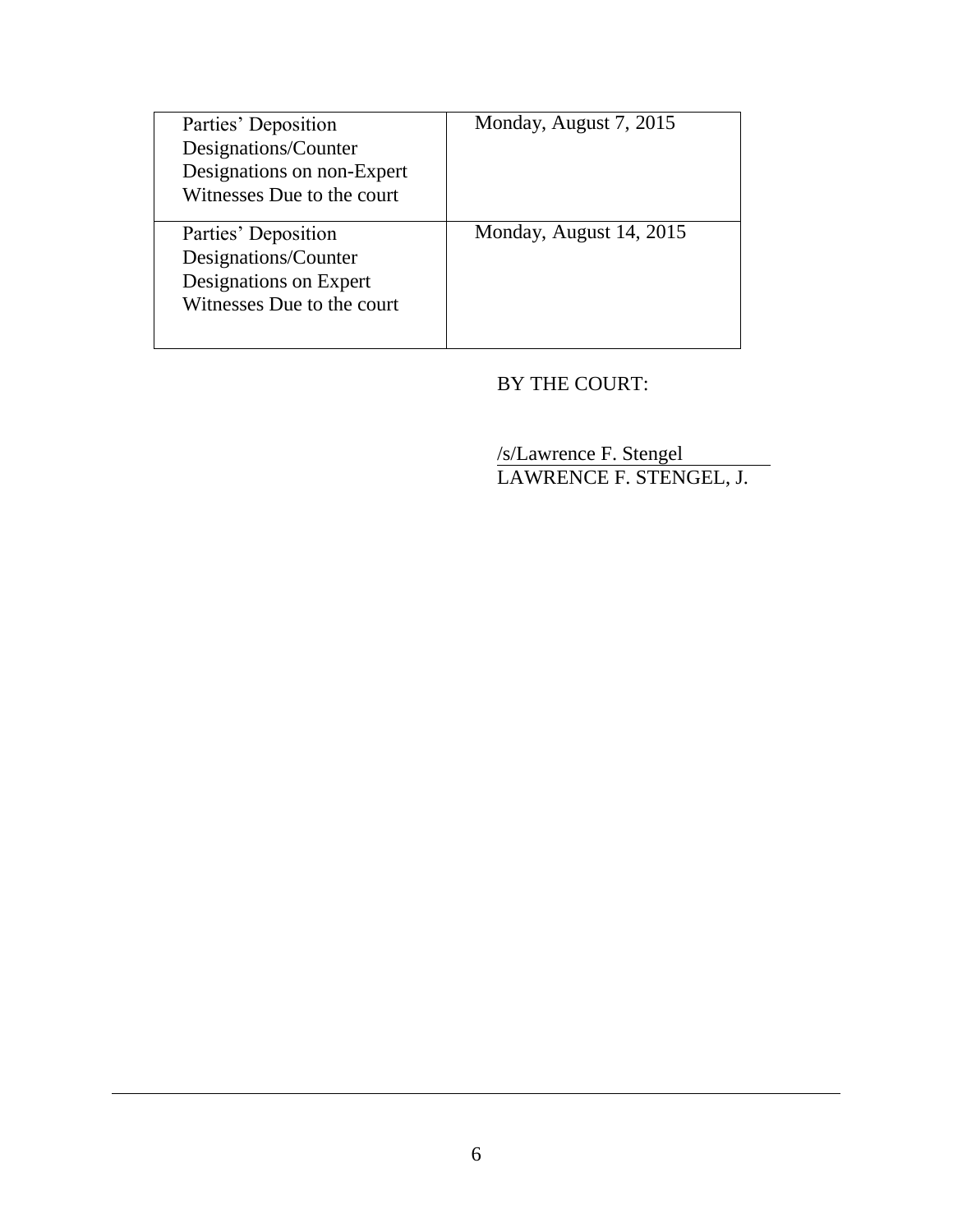| | |
|---|---|
| Parties' Deposition Designations/Counter Designations on non-Expert Witnesses Due to the court | Monday, August 7, 2015 |
| Parties' Deposition Designations/Counter Designations on Expert Witnesses Due to the court | Monday, August 14, 2015 |

BY THE COURT:

/s/Lawrence F. Stengel
LAWRENCE F. STENGEL, J.